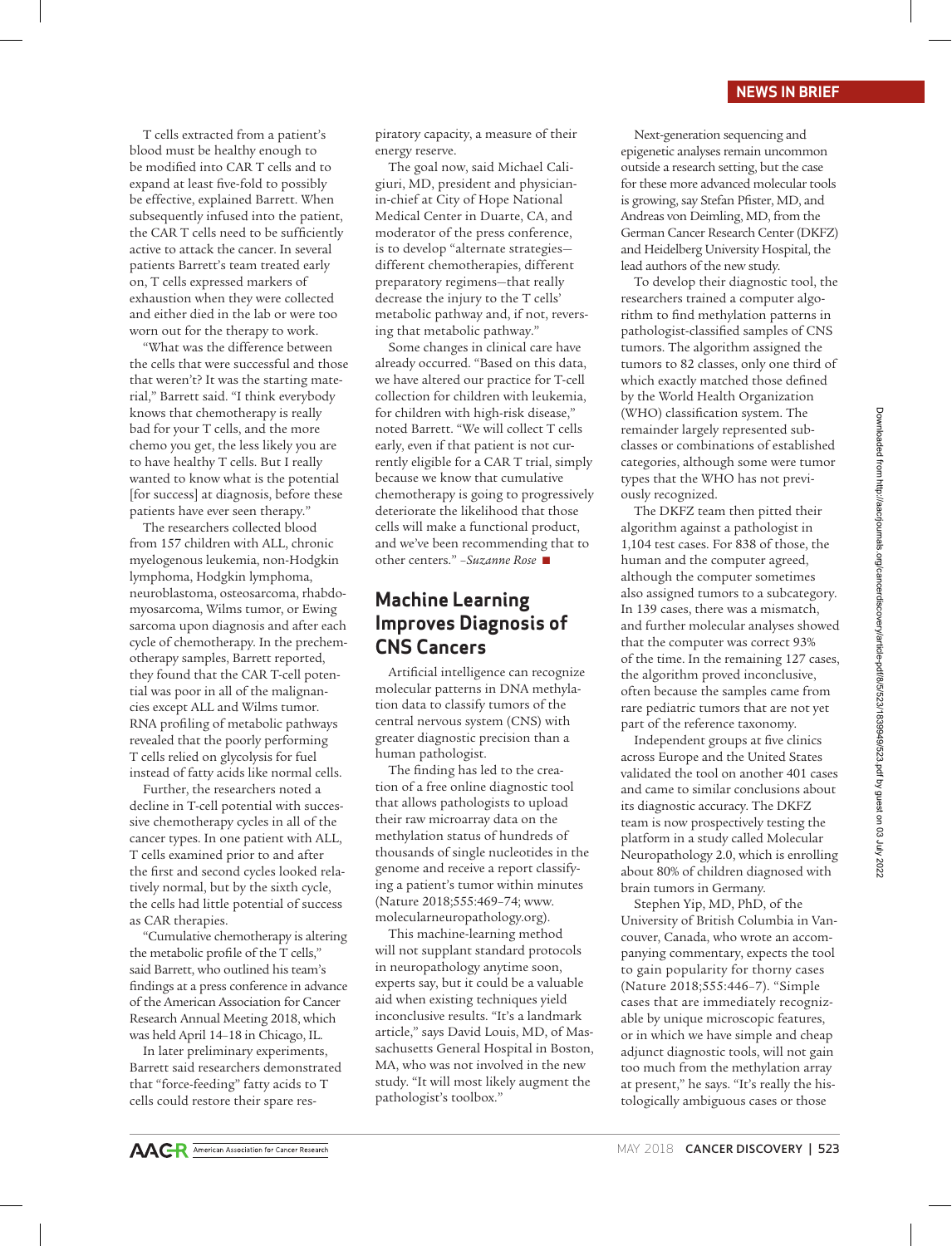T cells extracted from a patient's blood must be healthy enough to be modified into CAR T cells and to expand at least five-fold to possibly be effective, explained Barrett. When subsequently infused into the patient, the CAR T cells need to be sufficiently active to attack the cancer. In several patients Barrett's team treated early on, T cells expressed markers of exhaustion when they were collected and either died in the lab or were too worn out for the therapy to work.

"What was the difference between the cells that were successful and those that weren't? It was the starting material," Barrett said. "I think everybody knows that chemotherapy is really bad for your T cells, and the more chemo you get, the less likely you are to have healthy T cells. But I really wanted to know what is the potential [for success] at diagnosis, before these patients have ever seen therapy."

The researchers collected blood from 157 children with ALL, chronic myelogenous leukemia, non-Hodgkin lymphoma, Hodgkin lymphoma, neuroblastoma, osteosarcoma, rhabdomyosarcoma, Wilms tumor, or Ewing sarcoma upon diagnosis and after each cycle of chemotherapy. In the prechemotherapy samples, Barrett reported, they found that the CAR T-cell potential was poor in all of the malignancies except ALL and Wilms tumor. RNA profiling of metabolic pathways revealed that the poorly performing T cells relied on glycolysis for fuel instead of fatty acids like normal cells.

Further, the researchers noted a decline in T-cell potential with successive chemotherapy cycles in all of the cancer types. In one patient with ALL, T cells examined prior to and after the first and second cycles looked relatively normal, but by the sixth cycle, the cells had little potential of success as CAR therapies.

"Cumulative chemotherapy is altering the metabolic profile of the T cells," said Barrett, who outlined his team's findings at a press conference in advance of the American Association for Cancer Research Annual Meeting 2018, which was held April 14–18 in Chicago, IL.

In later preliminary experiments, Barrett said researchers demonstrated that "force-feeding" fatty acids to T cells could restore their spare respiratory capacity, a measure of their energy reserve.

The goal now, said Michael Caligiuri, MD, president and physician-in-chief at City of Hope National Medical Center in Duarte, CA, and moderator of the press conference, is to develop "alternate strategies—different chemotherapies, different preparatory regimens—that really decrease the injury to the T cells' metabolic pathway and, if not, reversing that metabolic pathway."

Some changes in clinical care have already occurred. "Based on this data, we have altered our practice for T-cell collection for children with leukemia, for children with high-risk disease," noted Barrett. "We will collect T cells early, even if that patient is not currently eligible for a CAR T trial, simply because we know that cumulative chemotherapy is going to progressively deteriorate the likelihood that those cells will make a functional product, and we've been recommending that to other centers." *–Suzanne Rose* ■

## Machine Learning Improves Diagnosis of CNS Cancers

Artificial intelligence can recognize molecular patterns in DNA methylation data to classify tumors of the central nervous system (CNS) with greater diagnostic precision than a human pathologist.

The finding has led to the creation of a free online diagnostic tool that allows pathologists to upload their raw microarray data on the methylation status of hundreds of thousands of single nucleotides in the genome and receive a report classifying a patient's tumor within minutes (Nature 2018;555:469–74; www.molecularneuropathology.org).

This machine-learning method will not supplant standard protocols in neuropathology anytime soon, experts say, but it could be a valuable aid when existing techniques yield inconclusive results. "It's a landmark article," says David Louis, MD, of Massachusetts General Hospital in Boston, MA, who was not involved in the new study. "It will most likely augment the pathologist's toolbox."

Next-generation sequencing and epigenetic analyses remain uncommon outside a research setting, but the case for these more advanced molecular tools is growing, say Stefan Pfister, MD, and Andreas von Deimling, MD, from the German Cancer Research Center (DKFZ) and Heidelberg University Hospital, the lead authors of the new study.

To develop their diagnostic tool, the researchers trained a computer algorithm to find methylation patterns in pathologist-classified samples of CNS tumors. The algorithm assigned the tumors to 82 classes, only one third of which exactly matched those defined by the World Health Organization (WHO) classification system. The remainder largely represented subclasses or combinations of established categories, although some were tumor types that the WHO has not previously recognized.

The DKFZ team then pitted their algorithm against a pathologist in 1,104 test cases. For 838 of those, the human and the computer agreed, although the computer sometimes also assigned tumors to a subcategory. In 139 cases, there was a mismatch, and further molecular analyses showed that the computer was correct 93% of the time. In the remaining 127 cases, the algorithm proved inconclusive, often because the samples came from rare pediatric tumors that are not yet part of the reference taxonomy.

Independent groups at five clinics across Europe and the United States validated the tool on another 401 cases and came to similar conclusions about its diagnostic accuracy. The DKFZ team is now prospectively testing the platform in a study called Molecular Neuropathology 2.0, which is enrolling about 80% of children diagnosed with brain tumors in Germany.

Stephen Yip, MD, PhD, of the University of British Columbia in Vancouver, Canada, who wrote an accompanying commentary, expects the tool to gain popularity for thorny cases (Nature 2018;555:446–7). "Simple cases that are immediately recognizable by unique microscopic features, or in which we have simple and cheap adjunct diagnostic tools, will not gain too much from the methylation array at present," he says. "It's really the histologically ambiguous cases or those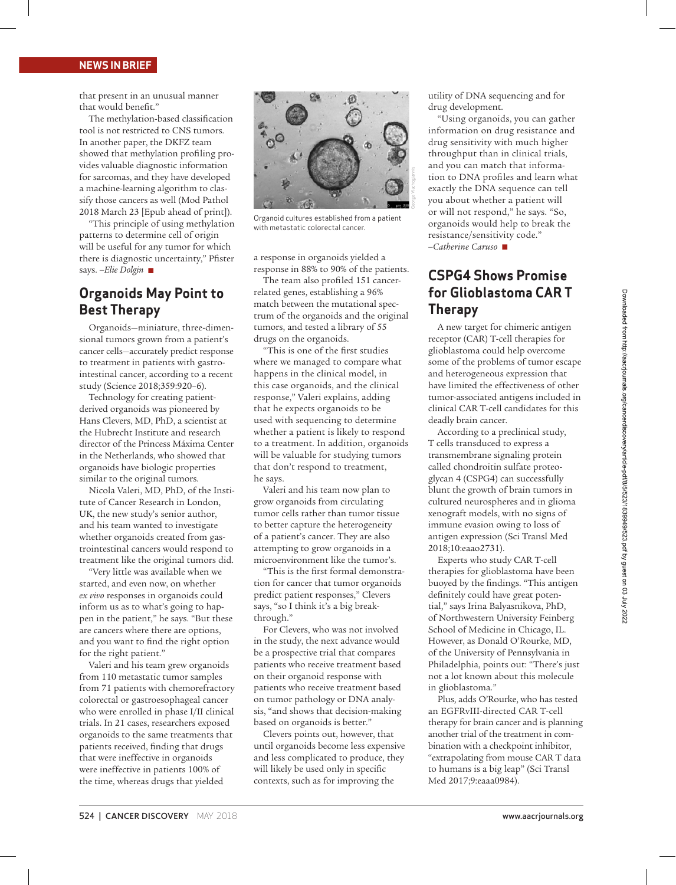that present in an unusual manner that would benefit."

The methylation-based classification tool is not restricted to CNS tumors. In another paper, the DKFZ team showed that methylation profiling provides valuable diagnostic information for sarcomas, and they have developed a machine-learning algorithm to classify those cancers as well (Mod Pathol 2018 March 23 [Epub ahead of print]).

"This principle of using methylation patterns to determine cell of origin will be useful for any tumor for which there is diagnostic uncertainty," Pfister says. *–Elie Dolgin* ■

## Organoids May Point to Best Therapy

Organoids—miniature, three-dimensional tumors grown from a patient's cancer cells—accurately predict response to treatment in patients with gastrointestinal cancer, according to a recent study (Science 2018;359:920–6).

Technology for creating patient-derived organoids was pioneered by Hans Clevers, MD, PhD, a scientist at the Hubrecht Institute and research director of the Princess Máxima Center in the Netherlands, who showed that organoids have biologic properties similar to the original tumors.

Nicola Valeri, MD, PhD, of the Institute of Cancer Research in London, UK, the new study's senior author, and his team wanted to investigate whether organoids created from gastrointestinal cancers would respond to treatment like the original tumors did.

"Very little was available when we started, and even now, on whether *ex vivo* responses in organoids could inform us as to what's going to happen in the patient," he says. "But these are cancers where there are options, and you want to find the right option for the right patient."

Valeri and his team grew organoids from 110 metastatic tumor samples from 71 patients with chemorefractory colorectal or gastroesophageal cancer who were enrolled in phase I/II clinical trials. In 21 cases, researchers exposed organoids to the same treatments that patients received, finding that drugs that were ineffective in organoids were ineffective in patients 100% of the time, whereas drugs that yielded a response in organoids yielded a response in 88% to 90% of the patients.

Organoid cultures established from a patient with metastatic colorectal cancer.

The team also profiled 151 cancer-related genes, establishing a 96% match between the mutational spectrum of the organoids and the original tumors, and tested a library of 55 drugs on the organoids.

"This is one of the first studies where we managed to compare what happens in the clinical model, in this case organoids, and the clinical response," Valeri explains, adding that he expects organoids to be used with sequencing to determine whether a patient is likely to respond to a treatment. In addition, organoids will be valuable for studying tumors that don't respond to treatment, he says.

Valeri and his team now plan to grow organoids from circulating tumor cells rather than tumor tissue to better capture the heterogeneity of a patient's cancer. They are also attempting to grow organoids in a microenvironment like the tumor's.

"This is the first formal demonstration for cancer that tumor organoids predict patient responses," Clevers says, "so I think it's a big breakthrough."

For Clevers, who was not involved in the study, the next advance would be a prospective trial that compares patients who receive treatment based on their organoid response with patients who receive treatment based on tumor pathology or DNA analysis, "and shows that decision-making based on organoids is better."

Clevers points out, however, that until organoids become less expensive and less complicated to produce, they will likely be used only in specific contexts, such as for improving the utility of DNA sequencing and for drug development.

"Using organoids, you can gather information on drug resistance and drug sensitivity with much higher throughput than in clinical trials, and you can match that information to DNA profiles and learn what exactly the DNA sequence can tell you about whether a patient will or will not respond," he says. "So, organoids would help to break the resistance/sensitivity code." *–Catherine Caruso* ■

## CSPG4 Shows Promise for Glioblastoma CAR T Therapy

A new target for chimeric antigen receptor (CAR) T-cell therapies for glioblastoma could help overcome some of the problems of tumor escape and heterogeneous expression that have limited the effectiveness of other tumor-associated antigens included in clinical CAR T-cell candidates for this deadly brain cancer.

According to a preclinical study, T cells transduced to express a transmembrane signaling protein called chondroitin sulfate proteoglycan 4 (CSPG4) can successfully blunt the growth of brain tumors in cultured neurospheres and in glioma xenograft models, with no signs of immune evasion owing to loss of antigen expression (Sci Transl Med 2018;10:eaao2731).

Experts who study CAR T-cell therapies for glioblastoma have been buoyed by the findings. "This antigen definitely could have great potential," says Irina Balyasnikova, PhD, of Northwestern University Feinberg School of Medicine in Chicago, IL. However, as Donald O'Rourke, MD, of the University of Pennsylvania in Philadelphia, points out: "There's just not a lot known about this molecule in glioblastoma."

Plus, adds O'Rourke, who has tested an EGFRvIII-directed CAR T-cell therapy for brain cancer and is planning another trial of the treatment in combination with a checkpoint inhibitor, "extrapolating from mouse CAR T data to humans is a big leap" (Sci Transl Med 2017;9:eaaa0984).